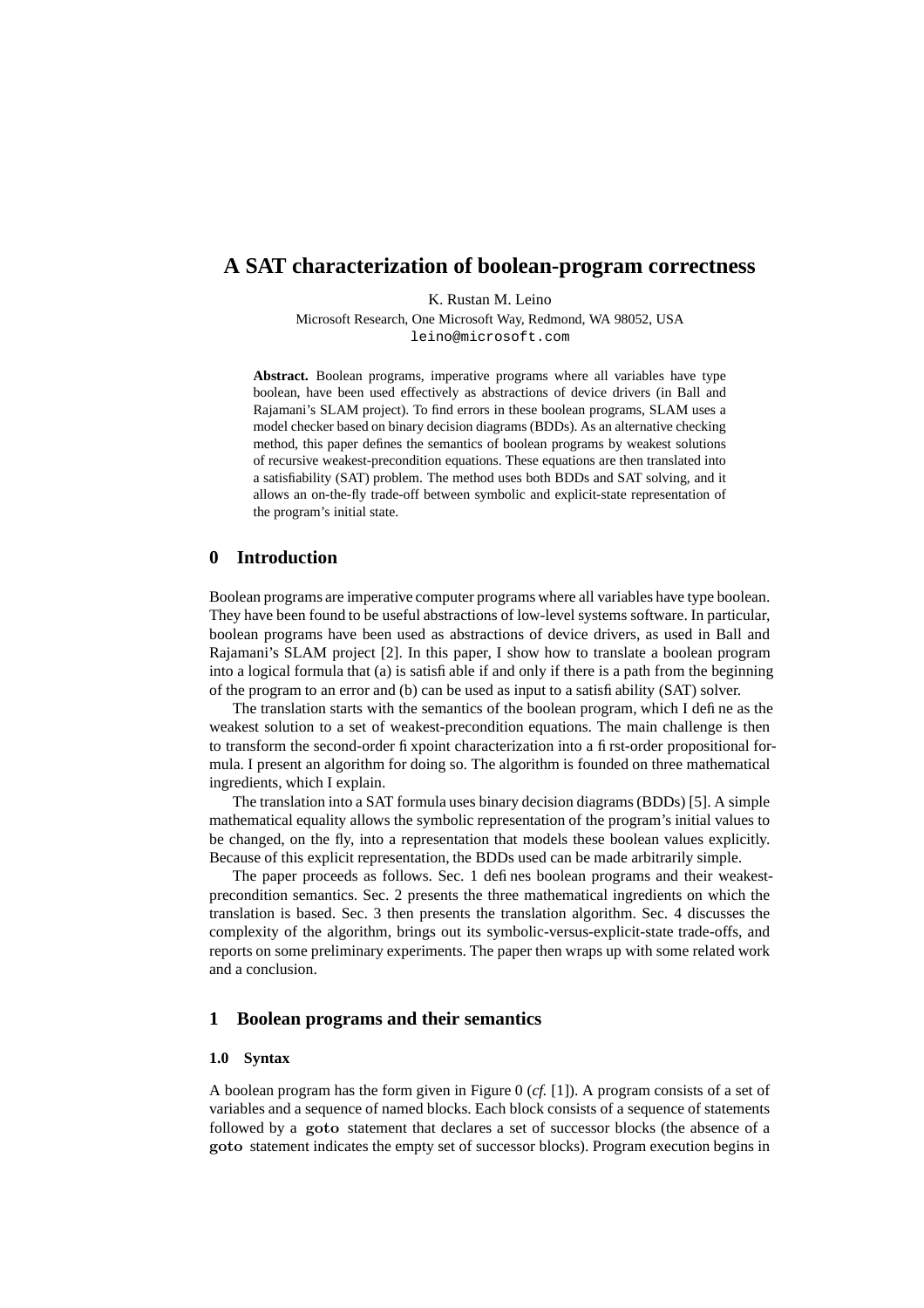# A SAT characterization of boolean-program correctness

K. Rustan M. Leino

Microsoft Research, One Microsoft Way, Redmond, WA 98052, USA
leino@microsoft.com

**Abstract.** Boolean programs, imperative programs where all variables have type boolean, have been used effectively as abstractions of device drivers (in Ball and Rajamani's SLAM project). To find errors in these boolean programs, SLAM uses a model checker based on binary decision diagrams (BDDs). As an alternative checking method, this paper defines the semantics of boolean programs by weakest solutions of recursive weakest-precondition equations. These equations are then translated into a satisfiability (SAT) problem. The method uses both BDDs and SAT solving, and it allows an on-the-fly trade-off between symbolic and explicit-state representation of the program's initial state.

## 0 Introduction

Boolean programs are imperative computer programs where all variables have type boolean. They have been found to be useful abstractions of low-level systems software. In particular, boolean programs have been used as abstractions of device drivers, as used in Ball and Rajamani's SLAM project [2]. In this paper, I show how to translate a boolean program into a logical formula that (a) is satisfiable if and only if there is a path from the beginning of the program to an error and (b) can be used as input to a satisfiability (SAT) solver.

The translation starts with the semantics of the boolean program, which I define as the weakest solution to a set of weakest-precondition equations. The main challenge is then to transform the second-order fixpoint characterization into a first-order propositional formula. I present an algorithm for doing so. The algorithm is founded on three mathematical ingredients, which I explain.

The translation into a SAT formula uses binary decision diagrams (BDDs) [5]. A simple mathematical equality allows the symbolic representation of the program's initial values to be changed, on the fly, into a representation that models these boolean values explicitly. Because of this explicit representation, the BDDs used can be made arbitrarily simple.

The paper proceeds as follows. Sec. 1 defines boolean programs and their weakest-precondition semantics. Sec. 2 presents the three mathematical ingredients on which the translation is based. Sec. 3 then presents the translation algorithm. Sec. 4 discusses the complexity of the algorithm, brings out its symbolic-versus-explicit-state trade-offs, and reports on some preliminary experiments. The paper then wraps up with some related work and a conclusion.

## 1 Boolean programs and their semantics

### 1.0 Syntax

A boolean program has the form given in Figure 0 (*cf.* [1]). A program consists of a set of variables and a sequence of named blocks. Each block consists of a sequence of statements followed by a **goto** statement that declares a set of successor blocks (the absence of a **goto** statement indicates the empty set of successor blocks). Program execution begins in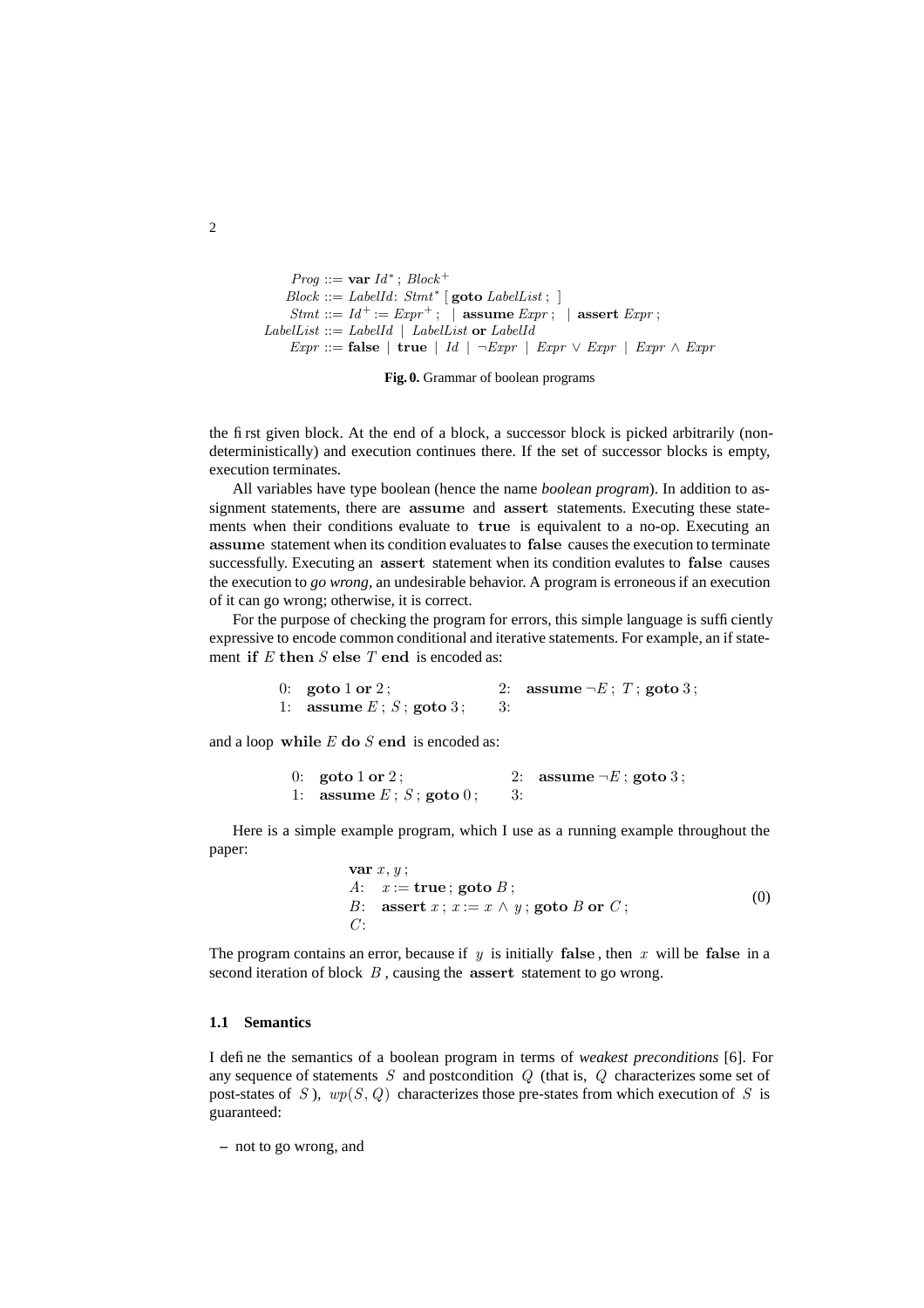$$
\begin{aligned}
Prog &::= \textbf{var}\ Id^*\ ;\ Block^+ \\
Block &::= LabelId\!:\ Stmt^*\ [\ \textbf{goto}\ LabelList\ ;\ ] \\
Stmt &::= Id^+ := Expr^+\ ;\ \ |\ \ \textbf{assume}\ Expr\ ;\ \ |\ \ \textbf{assert}\ Expr\ ; \\
LabelList &::= LabelId\ \ |\ \ LabelList\ \textbf{or}\ LabelId \\
Expr &::= \textbf{false}\ \ |\ \ \textbf{true}\ \ |\ \ Id\ \ |\ \ \neg Expr\ \ |\ \ Expr \vee Expr\ \ |\ \ Expr \wedge Expr
\end{aligned}
$$

**Fig. 0.** Grammar of boolean programs

the first given block. At the end of a block, a successor block is picked arbitrarily (nondeterministically) and execution continues there. If the set of successor blocks is empty, execution terminates.

All variables have type boolean (hence the name *boolean program*). In addition to assignment statements, there are $\mathbf{assume}$ and $\mathbf{assert}$ statements. Executing these statements when their conditions evaluate to $\mathbf{true}$ is equivalent to a no-op. Executing an $\mathbf{assume}$ statement when its condition evaluates to $\mathbf{false}$ causes the execution to terminate successfully. Executing an $\mathbf{assert}$ statement when its condition evalutes to $\mathbf{false}$ causes the execution to *go wrong*, an undesirable behavior. A program is erroneous if an execution of it can go wrong; otherwise, it is correct.

For the purpose of checking the program for errors, this simple language is sufficiently expressive to encode common conditional and iterative statements. For example, an if statement $\mathbf{if}\ E\ \mathbf{then}\ S\ \mathbf{else}\ T\ \mathbf{end}$ is encoded as:

$$
\begin{array}{llll}
0\!: & \mathbf{goto}\ 1\ \mathbf{or}\ 2\ ; & 2\!: & \mathbf{assume}\ \neg E\ ;\ T\ ;\ \mathbf{goto}\ 3\ ; \\
1\!: & \mathbf{assume}\ E\ ;\ S\ ;\ \mathbf{goto}\ 3\ ; & 3\!: &
\end{array}
$$

and a loop $\mathbf{while}\ E\ \mathbf{do}\ S\ \mathbf{end}$ is encoded as:

$$
\begin{array}{llll}
0\!: & \mathbf{goto}\ 1\ \mathbf{or}\ 2\ ; & 2\!: & \mathbf{assume}\ \neg E\ ;\ \mathbf{goto}\ 3\ ; \\
1\!: & \mathbf{assume}\ E\ ;\ S\ ;\ \mathbf{goto}\ 0\ ; & 3\!: &
\end{array}
$$

Here is a simple example program, which I use as a running example throughout the paper:

$$
\begin{array}{ll}
\multicolumn{2}{l}{\mathbf{var}\ x, y\ ;} \\
A\!: & x := \mathbf{true}\ ;\ \mathbf{goto}\ B\ ; \\
B\!: & \mathbf{assert}\ x\ ;\ x := x \wedge y\ ;\ \mathbf{goto}\ B\ \mathbf{or}\ C\ ; \\
C\!: &
\end{array}
\tag{0}
$$

The program contains an error, because if $y$ is initially $\mathbf{false}$, then $x$ will be $\mathbf{false}$ in a second iteration of block $B$, causing the $\mathbf{assert}$ statement to go wrong.

### 1.1 Semantics

I define the semantics of a boolean program in terms of *weakest preconditions* [6]. For any sequence of statements $S$ and postcondition $Q$ (that is, $Q$ characterizes some set of post-states of $S$), $wp(S, Q)$ characterizes those pre-states from which execution of $S$ is guaranteed:

– not to go wrong, and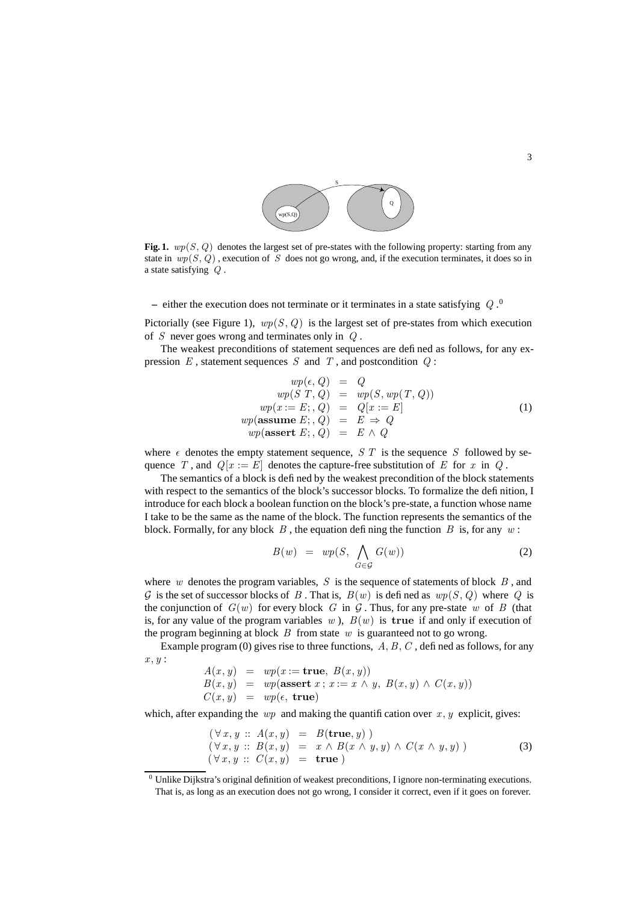**Fig. 1.** $wp(S, Q)$ denotes the largest set of pre-states with the following property: starting from any state in $wp(S, Q)$, execution of $S$ does not go wrong, and, if the execution terminates, it does so in a state satisfying $Q$.

– either the execution does not terminate or it terminates in a state satisfying $Q$.[0]

Pictorially (see Figure 1), $wp(S, Q)$ is the largest set of pre-states from which execution of $S$ never goes wrong and terminates only in $Q$.

The weakest preconditions of statement sequences are defined as follows, for any expression $E$, statement sequences $S$ and $T$, and postcondition $Q$:

$$
\begin{array}{rcl}
wp(\epsilon, Q) & = & Q \\
wp(S\ T, Q) & = & wp(S, wp(T, Q)) \\
wp(x := E;, Q) & = & Q[x := E] \\
wp(\textbf{assume}\ E;, Q) & = & E \Rightarrow Q \\
wp(\textbf{assert}\ E;, Q) & = & E \wedge Q
\end{array}
\tag{1}
$$

where $\epsilon$ denotes the empty statement sequence, $S\ T$ is the sequence $S$ followed by sequence $T$, and $Q[x := E]$ denotes the capture-free substitution of $E$ for $x$ in $Q$.

The semantics of a block is defined by the weakest precondition of the block statements with respect to the semantics of the block's successor blocks. To formalize the definition, I introduce for each block a boolean function on the block's pre-state, a function whose name I take to be the same as the name of the block. The function represents the semantics of the block. Formally, for any block $B$, the equation defining the function $B$ is, for any $w$:

$$
B(w) \ = \ wp(S, \bigwedge_{G \in \mathcal{G}} G(w))
\tag{2}
$$

where $w$ denotes the program variables, $S$ is the sequence of statements of block $B$, and $\mathcal{G}$ is the set of successor blocks of $B$. That is, $B(w)$ is defined as $wp(S, Q)$ where $Q$ is the conjunction of $G(w)$ for every block $G$ in $\mathcal{G}$. Thus, for any pre-state $w$ of $B$ (that is, for any value of the program variables $w$), $B(w)$ is $\mathbf{true}$ if and only if execution of the program beginning at block $B$ from state $w$ is guaranteed not to go wrong.

Example program (0) gives rise to three functions, $A, B, C$, defined as follows, for any $x, y$:

$$
\begin{array}{rcl}
A(x, y) & = & wp(x := \textbf{true},\ B(x, y)) \\
B(x, y) & = & wp(\textbf{assert}\ x\ ;\ x := x \wedge y,\ B(x, y) \wedge C(x, y)) \\
C(x, y) & = & wp(\epsilon,\ \textbf{true})
\end{array}
$$

which, after expanding the $wp$ and making the quantification over $x, y$ explicit, gives:

$$
\begin{array}{l}
(\forall\, x, y :: \ A(x, y) \ = \ B(\textbf{true}, y)\ ) \\
(\forall\, x, y :: \ B(x, y) \ = \ x \wedge B(x \wedge y, y) \wedge C(x \wedge y, y)\ ) \\
(\forall\, x, y :: \ C(x, y) \ = \ \textbf{true}\ )
\end{array}
\tag{3}
$$

[0] Unlike Dijkstra's original definition of weakest preconditions, I ignore non-terminating executions. That is, as long as an execution does not go wrong, I consider it correct, even if it goes on forever.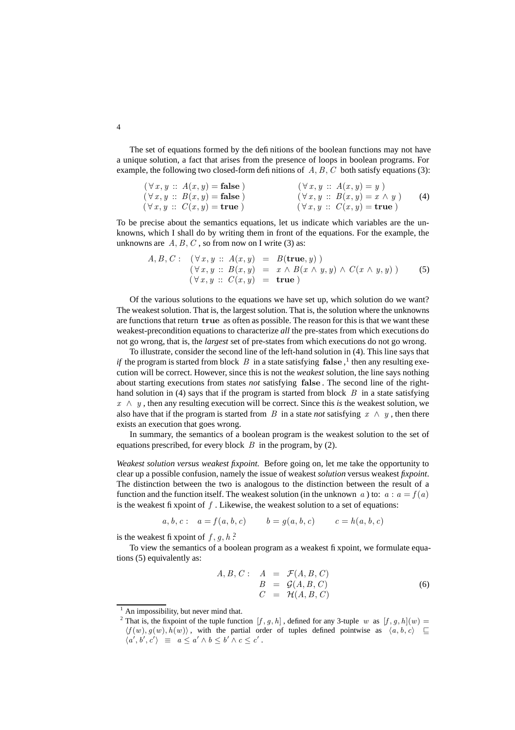The set of equations formed by the definitions of the boolean functions may not have a unique solution, a fact that arises from the presence of loops in boolean programs. For example, the following two closed-form definitions of $A, B, C$ both satisfy equations (3):

$$
\begin{array}{ll}
(\forall\, x, y :: A(x, y) = \textbf{false}\,) & \qquad (\forall\, x, y :: A(x, y) = y\,) \\
(\forall\, x, y :: B(x, y) = \textbf{false}\,) & \qquad (\forall\, x, y :: B(x, y) = x \wedge y\,) \\
(\forall\, x, y :: C(x, y) = \textbf{true}\,) & \qquad (\forall\, x, y :: C(x, y) = \textbf{true}\,)
\end{array}
\tag{4}
$$

To be precise about the semantics equations, let us indicate which variables are the unknowns, which I shall do by writing them in front of the equations. For the example, the unknowns are $A, B, C$, so from now on I write (3) as:

$$
\begin{array}{lrcl}
A, B, C: & (\forall\, x, y :: A(x, y) & = & B(\textbf{true}, y)\,) \\
 & (\forall\, x, y :: B(x, y) & = & x \wedge B(x \wedge y, y) \wedge C(x \wedge y, y)\,) \\
 & (\forall\, x, y :: C(x, y) & = & \textbf{true}\,)
\end{array}
\tag{5}
$$

Of the various solutions to the equations we have set up, which solution do we want? The weakest solution. That is, the largest solution. That is, the solution where the unknowns are functions that return **true** as often as possible. The reason for this is that we want these weakest-precondition equations to characterize *all* the pre-states from which executions do not go wrong, that is, the *largest* set of pre-states from which executions do not go wrong.

To illustrate, consider the second line of the left-hand solution in (4). This line says that *if* the program is started from block $B$ in a state satisfying **false**,[1] then any resulting execution will be correct. However, since this is not the *weakest* solution, the line says nothing about starting executions from states *not* satisfying **false**. The second line of the right-hand solution in (4) says that if the program is started from block $B$ in a state satisfying $x \wedge y$, then any resulting execution will be correct. Since this *is* the weakest solution, we also have that if the program is started from $B$ in a state *not* satisfying $x \wedge y$, then there exists an execution that goes wrong.

In summary, the semantics of a boolean program is the weakest solution to the set of equations prescribed, for every block $B$ in the program, by (2).

*Weakest solution versus weakest fixpoint.* Before going on, let me take the opportunity to clear up a possible confusion, namely the issue of weakest *solution* versus weakest *fixpoint*. The distinction between the two is analogous to the distinction between the result of a function and the function itself. The weakest solution (in the unknown $a$) to: $a : a = f(a)$ is the weakest fixpoint of $f$. Likewise, the weakest solution to a set of equations:

$$
a, b, c: \quad a = f(a, b, c) \qquad b = g(a, b, c) \qquad c = h(a, b, c)
$$

is the weakest fixpoint of $f, g, h$.[2]

To view the semantics of a boolean program as a weakest fixpoint, we formulate equations (5) equivalently as:

$$
\begin{array}{lrcl}
A, B, C: & A & = & \mathcal{F}(A, B, C) \\
 & B & = & \mathcal{G}(A, B, C) \\
 & C & = & \mathcal{H}(A, B, C)
\end{array}
\tag{6}
$$

---

[1] An impossibility, but never mind that.

[2] That is, the fixpoint of the tuple function $[f, g, h]$, defined for any 3-tuple $w$ as $[f, g, h](w) = \langle f(w), g(w), h(w) \rangle$, with the partial order of tuples defined pointwise as $\langle a, b, c \rangle \sqsubseteq \langle a', b', c' \rangle \equiv a \le a' \wedge b \le b' \wedge c \le c'$.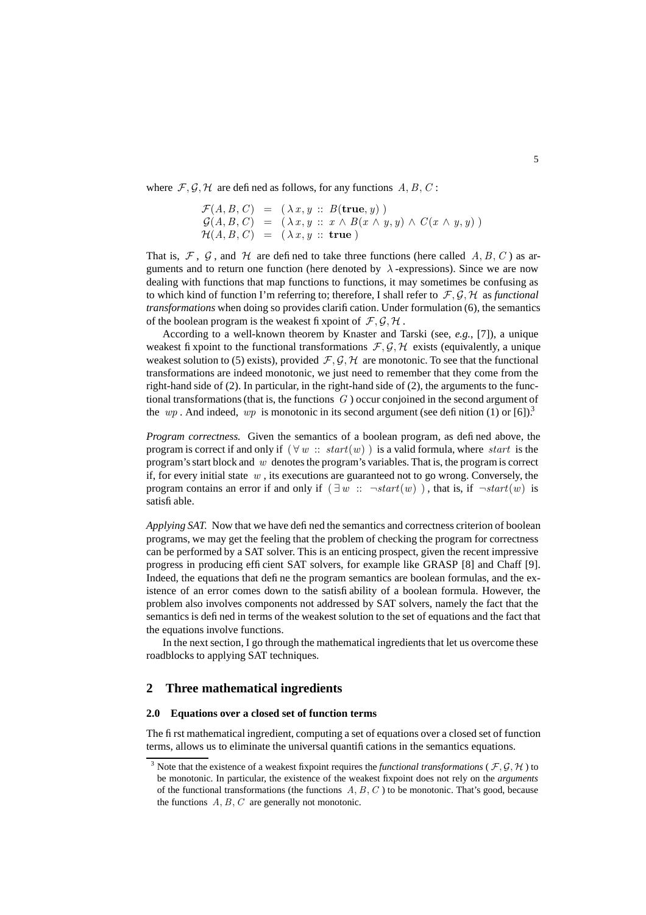where $\mathcal{F}, \mathcal{G}, \mathcal{H}$ are defined as follows, for any functions $A, B, C$ :

$$
\begin{aligned}
\mathcal{F}(A,B,C) &= (\, \lambda\, x, y \,::\, B(\mathbf{true}, y) \,) \\
\mathcal{G}(A,B,C) &= (\, \lambda\, x, y \,::\, x \wedge B(x \wedge y, y) \wedge C(x \wedge y, y) \,) \\
\mathcal{H}(A,B,C) &= (\, \lambda\, x, y \,::\, \mathbf{true} \,)
\end{aligned}
$$

That is, $\mathcal{F}$ , $\mathcal{G}$ , and $\mathcal{H}$ are defined to take three functions (here called $A, B, C$ ) as arguments and to return one function (here denoted by $\lambda$ -expressions). Since we are now dealing with functions that map functions to functions, it may sometimes be confusing as to which kind of function I'm referring to; therefore, I shall refer to $\mathcal{F}, \mathcal{G}, \mathcal{H}$ as *functional transformations* when doing so provides clarification. Under formulation (6), the semantics of the boolean program is the weakest fixpoint of $\mathcal{F}, \mathcal{G}, \mathcal{H}$ .

According to a well-known theorem by Knaster and Tarski (see, *e.g.*, [7]), a unique weakest fixpoint to the functional transformations $\mathcal{F}, \mathcal{G}, \mathcal{H}$ exists (equivalently, a unique weakest solution to (5) exists), provided $\mathcal{F}, \mathcal{G}, \mathcal{H}$ are monotonic. To see that the functional transformations are indeed monotonic, we just need to remember that they come from the right-hand side of (2). In particular, in the right-hand side of (2), the arguments to the functional transformations (that is, the functions $G$ ) occur conjoined in the second argument of the $wp$ . And indeed, $wp$ is monotonic in its second argument (see definition (1) or [6]).[3]

*Program correctness.* Given the semantics of a boolean program, as defined above, the program is correct if and only if $(\,\forall\, w \,::\, start(w)\,)$ is a valid formula, where $start$ is the program's start block and $w$ denotes the program's variables. That is, the program is correct if, for every initial state $w$ , its executions are guaranteed not to go wrong. Conversely, the program contains an error if and only if $(\,\exists\, w \,::\, \neg start(w)\,)$ , that is, if $\neg start(w)$ is satisfiable.

*Applying SAT.* Now that we have defined the semantics and correctness criterion of boolean programs, we may get the feeling that the problem of checking the program for correctness can be performed by a SAT solver. This is an enticing prospect, given the recent impressive progress in producing efficient SAT solvers, for example like GRASP [8] and Chaff [9]. Indeed, the equations that define the program semantics are boolean formulas, and the existence of an error comes down to the satisfiability of a boolean formula. However, the problem also involves components not addressed by SAT solvers, namely the fact that the semantics is defined in terms of the weakest solution to the set of equations and the fact that the equations involve functions.

In the next section, I go through the mathematical ingredients that let us overcome these roadblocks to applying SAT techniques.

## 2 Three mathematical ingredients

### 2.0 Equations over a closed set of function terms

The first mathematical ingredient, computing a set of equations over a closed set of function terms, allows us to eliminate the universal quantifications in the semantics equations.

---

[3] Note that the existence of a weakest fixpoint requires the *functional transformations* ( $\mathcal{F}, \mathcal{G}, \mathcal{H}$ ) to be monotonic. In particular, the existence of the weakest fixpoint does not rely on the *arguments* of the functional transformations (the functions $A, B, C$ ) to be monotonic. That's good, because the functions $A, B, C$ are generally not monotonic.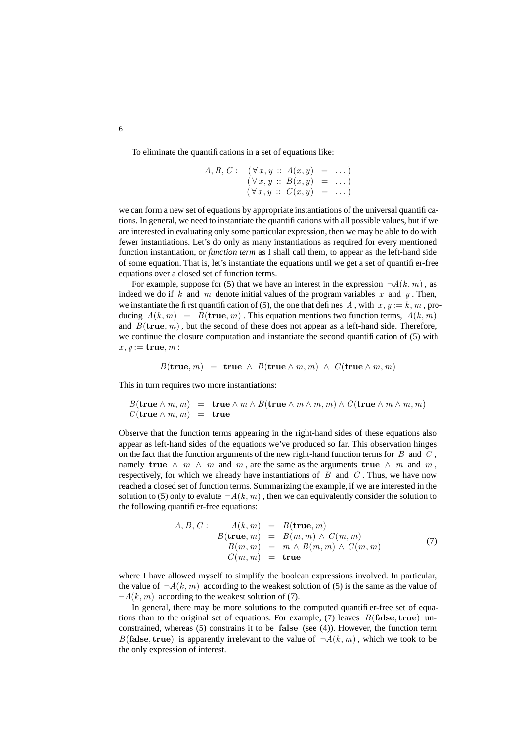To eliminate the quantifications in a set of equations like:

$$
\begin{array}{ll}
A, B, C: & (\forall\, x, y :: A(x, y) \;=\; \ldots) \\
& (\forall\, x, y :: B(x, y) \;=\; \ldots) \\
& (\forall\, x, y :: C(x, y) \;=\; \ldots)
\end{array}
$$

we can form a new set of equations by appropriate instantiations of the universal quantifications. In general, we need to instantiate the quantifications with all possible values, but if we are interested in evaluating only some particular expression, then we may be able to do with fewer instantiations. Let's do only as many instantiations as required for every mentioned function instantiation, or *function term* as I shall call them, to appear as the left-hand side of some equation. That is, let's instantiate the equations until we get a set of quantifier-free equations over a closed set of function terms.

For example, suppose for (5) that we have an interest in the expression $\neg A(k, m)$, as indeed we do if $k$ and $m$ denote initial values of the program variables $x$ and $y$. Then, we instantiate the first quantification of (5), the one that defines $A$, with $x, y := k, m$, producing $A(k, m) \;=\; B(\mathbf{true}, m)$. This equation mentions two function terms, $A(k, m)$ and $B(\mathbf{true}, m)$, but the second of these does not appear as a left-hand side. Therefore, we continue the closure computation and instantiate the second quantification of (5) with $x, y := \mathbf{true}, m$:

$$
B(\mathbf{true}, m) \;=\; \mathbf{true} \;\wedge\; B(\mathbf{true} \wedge m, m) \;\wedge\; C(\mathbf{true} \wedge m, m)
$$

This in turn requires two more instantiations:

$$
\begin{array}{lcl}
B(\mathbf{true} \wedge m, m) & = & \mathbf{true} \wedge m \wedge B(\mathbf{true} \wedge m \wedge m, m) \wedge C(\mathbf{true} \wedge m \wedge m, m) \\
C(\mathbf{true} \wedge m, m) & = & \mathbf{true}
\end{array}
$$

Observe that the function terms appearing in the right-hand sides of these equations also appear as left-hand sides of the equations we've produced so far. This observation hinges on the fact that the function arguments of the new right-hand function terms for $B$ and $C$, namely $\mathbf{true} \;\wedge\; m \;\wedge\; m$ and $m$, are the same as the arguments $\mathbf{true} \;\wedge\; m$ and $m$, respectively, for which we already have instantiations of $B$ and $C$. Thus, we have now reached a closed set of function terms. Summarizing the example, if we are interested in the solution to (5) only to evalute $\neg A(k, m)$, then we can equivalently consider the solution to the following quantifier-free equations:

$$
\begin{array}{llcl}
A, B, C: & A(k, m) & = & B(\mathbf{true}, m) \\
& B(\mathbf{true}, m) & = & B(m, m) \wedge C(m, m) \\
& B(m, m) & = & m \wedge B(m, m) \wedge C(m, m) \\
& C(m, m) & = & \mathbf{true}
\end{array}
\tag{7}
$$

where I have allowed myself to simplify the boolean expressions involved. In particular, the value of $\neg A(k, m)$ according to the weakest solution of (5) is the same as the value of $\neg A(k, m)$ according to the weakest solution of (7).

In general, there may be more solutions to the computed quantifier-free set of equations than to the original set of equations. For example, (7) leaves $B(\mathbf{false}, \mathbf{true})$ unconstrained, whereas (5) constrains it to be $\mathbf{false}$ (see (4)). However, the function term $B(\mathbf{false}, \mathbf{true})$ is apparently irrelevant to the value of $\neg A(k, m)$, which we took to be the only expression of interest.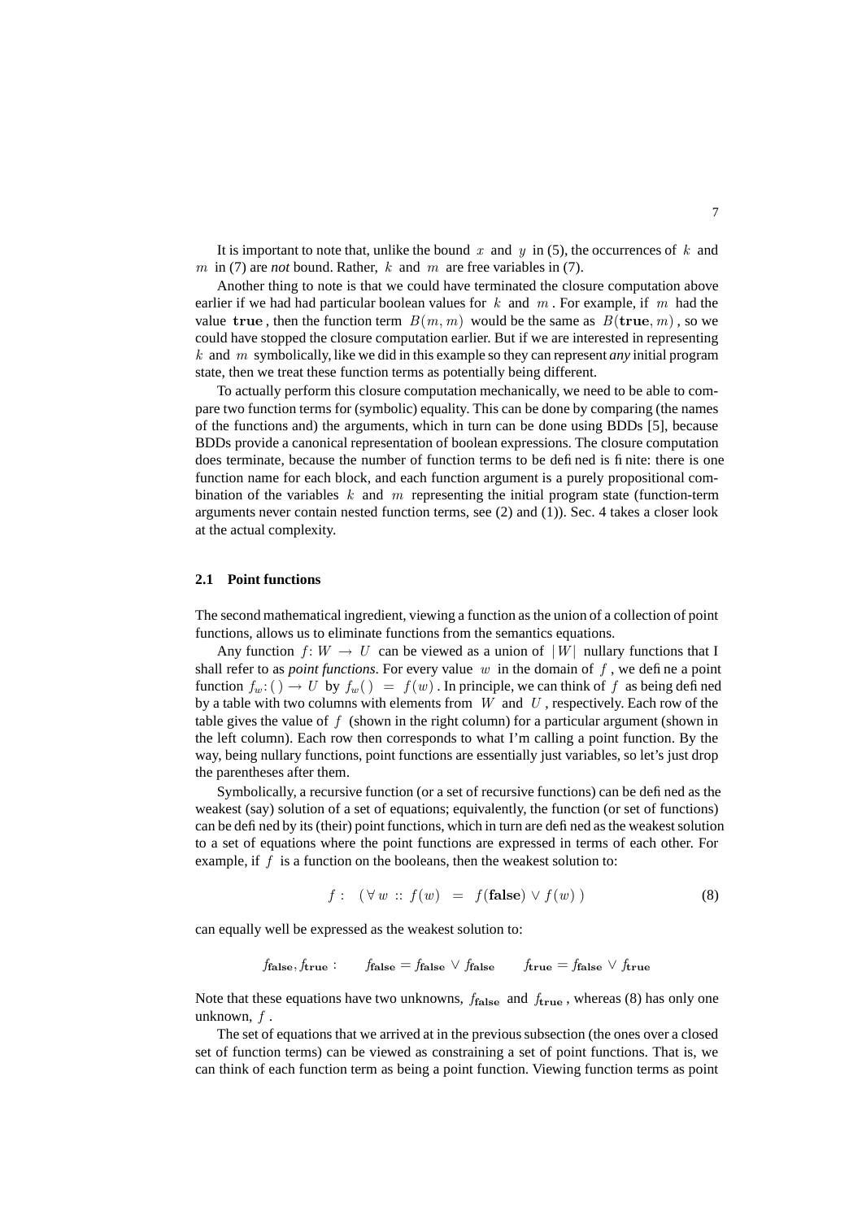It is important to note that, unlike the bound $x$ and $y$ in (5), the occurrences of $k$ and $m$ in (7) are *not* bound. Rather, $k$ and $m$ are free variables in (7).

Another thing to note is that we could have terminated the closure computation above earlier if we had had particular boolean values for $k$ and $m$. For example, if $m$ had the value $\mathbf{true}$, then the function term $B(m, m)$ would be the same as $B(\mathbf{true}, m)$, so we could have stopped the closure computation earlier. But if we are interested in representing $k$ and $m$ symbolically, like we did in this example so they can represent *any* initial program state, then we treat these function terms as potentially being different.

To actually perform this closure computation mechanically, we need to be able to compare two function terms for (symbolic) equality. This can be done by comparing (the names of the functions and) the arguments, which in turn can be done using BDDs [5], because BDDs provide a canonical representation of boolean expressions. The closure computation does terminate, because the number of function terms to be defined is finite: there is one function name for each block, and each function argument is a purely propositional combination of the variables $k$ and $m$ representing the initial program state (function-term arguments never contain nested function terms, see (2) and (1)). Sec. 4 takes a closer look at the actual complexity.

### 2.1 Point functions

The second mathematical ingredient, viewing a function as the union of a collection of point functions, allows us to eliminate functions from the semantics equations.

Any function $f\colon W \rightarrow U$ can be viewed as a union of $|W|$ nullary functions that I shall refer to as *point functions*. For every value $w$ in the domain of $f$, we define a point function $f_w\colon () \rightarrow U$ by $f_w() = f(w)$. In principle, we can think of $f$ as being defined by a table with two columns with elements from $W$ and $U$, respectively. Each row of the table gives the value of $f$ (shown in the right column) for a particular argument (shown in the left column). Each row then corresponds to what I'm calling a point function. By the way, being nullary functions, point functions are essentially just variables, so let's just drop the parentheses after them.

Symbolically, a recursive function (or a set of recursive functions) can be defined as the weakest (say) solution of a set of equations; equivalently, the function (or set of functions) can be defined by its (their) point functions, which in turn are defined as the weakest solution to a set of equations where the point functions are expressed in terms of each other. For example, if $f$ is a function on the booleans, then the weakest solution to:

$$f : \quad (\forall\, w :: f(w) \; = \; f(\mathbf{false}) \vee f(w)\,) \tag{8}$$

can equally well be expressed as the weakest solution to:

$$f_{\mathbf{false}}, f_{\mathbf{true}} : \qquad f_{\mathbf{false}} = f_{\mathbf{false}} \vee f_{\mathbf{false}} \qquad f_{\mathbf{true}} = f_{\mathbf{false}} \vee f_{\mathbf{true}}$$

Note that these equations have two unknowns, $f_{\mathbf{false}}$ and $f_{\mathbf{true}}$, whereas (8) has only one unknown, $f$.

The set of equations that we arrived at in the previous subsection (the ones over a closed set of function terms) can be viewed as constraining a set of point functions. That is, we can think of each function term as being a point function. Viewing function terms as point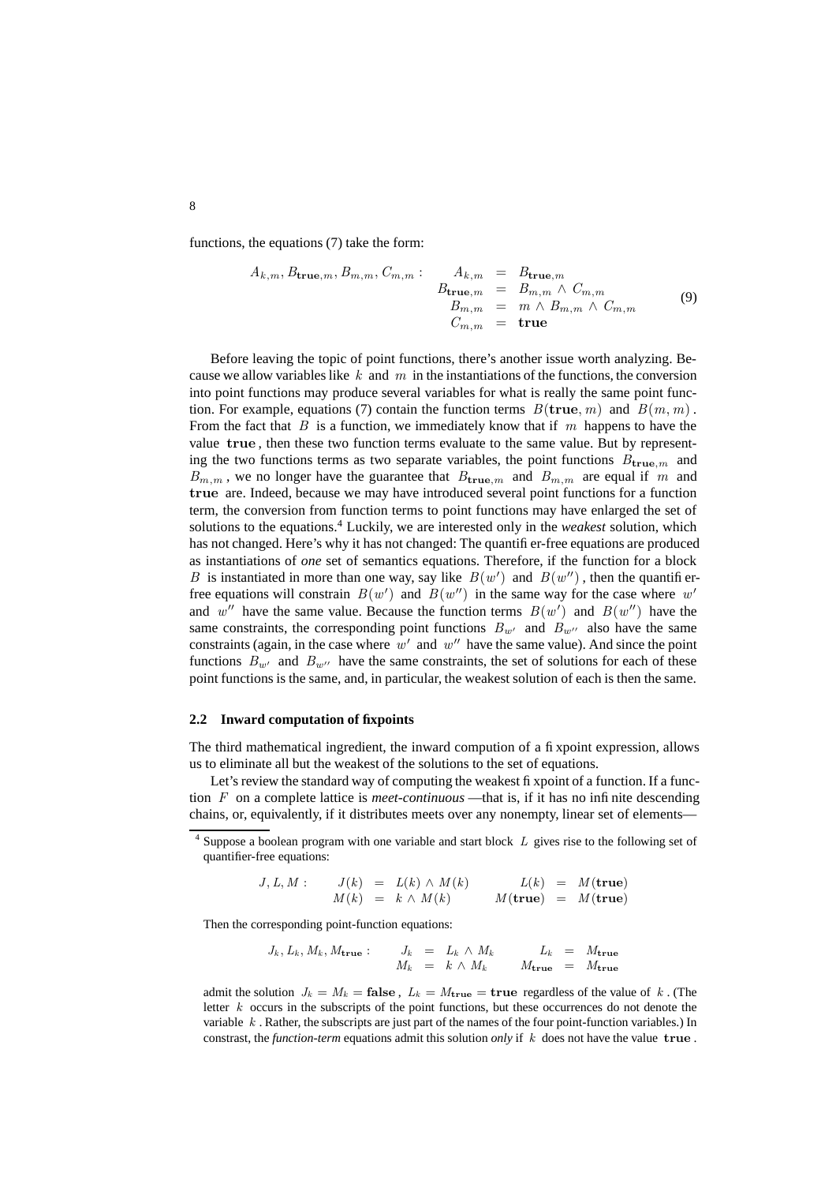functions, the equations (7) take the form:

$$
A_{k,m}, B_{\mathbf{true},m}, B_{m,m}, C_{m,m} : \quad
\begin{array}{rcl}
A_{k,m} & = & B_{\mathbf{true},m} \\
B_{\mathbf{true},m} & = & B_{m,m} \wedge C_{m,m} \\
B_{m,m} & = & m \wedge B_{m,m} \wedge C_{m,m} \\
C_{m,m} & = & \mathbf{true}
\end{array}
\tag{9}
$$

Before leaving the topic of point functions, there's another issue worth analyzing. Because we allow variables like $k$ and $m$ in the instantiations of the functions, the conversion into point functions may produce several variables for what is really the same point function. For example, equations (7) contain the function terms $B(\mathbf{true}, m)$ and $B(m, m)$. From the fact that $B$ is a function, we immediately know that if $m$ happens to have the value $\mathbf{true}$, then these two function terms evaluate to the same value. But by representing the two functions terms as two separate variables, the point functions $B_{\mathbf{true},m}$ and $B_{m,m}$, we no longer have the guarantee that $B_{\mathbf{true},m}$ and $B_{m,m}$ are equal if $m$ and $\mathbf{true}$ are. Indeed, because we may have introduced several point functions for a function term, the conversion from function terms to point functions may have enlarged the set of solutions to the equations.[4] Luckily, we are interested only in the *weakest* solution, which has not changed. Here's why it has not changed: The quantifier-free equations are produced as instantiations of *one* set of semantics equations. Therefore, if the function for a block $B$ is instantiated in more than one way, say like $B(w')$ and $B(w'')$, then the quantifier-free equations will constrain $B(w')$ and $B(w'')$ in the same way for the case where $w'$ and $w''$ have the same value. Because the function terms $B(w')$ and $B(w'')$ have the same constraints, the corresponding point functions $B_{w'}$ and $B_{w''}$ also have the same constraints (again, in the case where $w'$ and $w''$ have the same value). And since the point functions $B_{w'}$ and $B_{w''}$ have the same constraints, the set of solutions for each of these point functions is the same, and, in particular, the weakest solution of each is then the same.

### 2.2 Inward computation of fixpoints

The third mathematical ingredient, the inward compution of a fixpoint expression, allows us to eliminate all but the weakest of the solutions to the set of equations.

Let's review the standard way of computing the weakest fixpoint of a function. If a function $F$ on a complete lattice is *meet-continuous* —that is, if it has no infinite descending chains, or, equivalently, if it distributes meets over any nonempty, linear set of elements—

---

[4] Suppose a boolean program with one variable and start block $L$ gives rise to the following set of quantifier-free equations:

$$
J, L, M : \quad
\begin{array}{rcl}
J(k) & = & L(k) \wedge M(k) \\
M(k) & = & k \wedge M(k)
\end{array}
\qquad
\begin{array}{rcl}
L(k) & = & M(\mathbf{true}) \\
M(\mathbf{true}) & = & M(\mathbf{true})
\end{array}
$$

Then the corresponding point-function equations:

$$
J_k, L_k, M_k, M_{\mathbf{true}} : \quad
\begin{array}{rcl}
J_k & = & L_k \wedge M_k \\
M_k & = & k \wedge M_k
\end{array}
\qquad
\begin{array}{rcl}
L_k & = & M_{\mathbf{true}} \\
M_{\mathbf{true}} & = & M_{\mathbf{true}}
\end{array}
$$

admit the solution $J_k = M_k = \mathbf{false}$, $L_k = M_{\mathbf{true}} = \mathbf{true}$ regardless of the value of $k$. (The letter $k$ occurs in the subscripts of the point functions, but these occurrences do not denote the variable $k$. Rather, the subscripts are just part of the names of the four point-function variables.) In constrast, the *function-term* equations admit this solution *only* if $k$ does not have the value $\mathbf{true}$.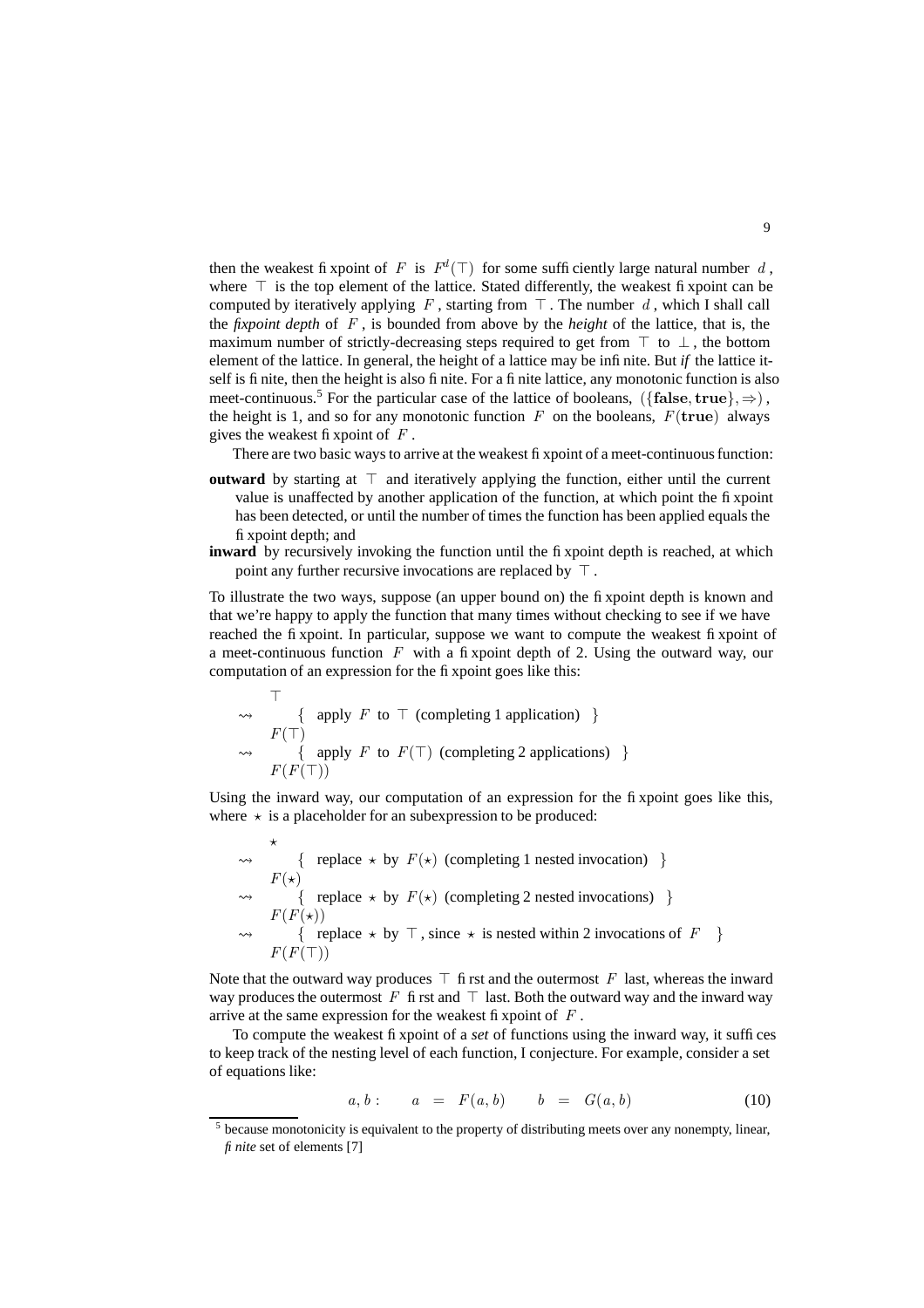then the weakest fixpoint of $F$ is $F^d(\top)$ for some sufficiently large natural number $d$, where $\top$ is the top element of the lattice. Stated differently, the weakest fixpoint can be computed by iteratively applying $F$, starting from $\top$. The number $d$, which I shall call the *fixpoint depth* of $F$, is bounded from above by the *height* of the lattice, that is, the maximum number of strictly-decreasing steps required to get from $\top$ to $\bot$, the bottom element of the lattice. In general, the height of a lattice may be infinite. But *if* the lattice itself is finite, then the height is also finite. For a finite lattice, any monotonic function is also meet-continuous.[5] For the particular case of the lattice of booleans, $(\{\mathbf{false}, \mathbf{true}\}, \Rightarrow)$, the height is 1, and so for any monotonic function $F$ on the booleans, $F(\mathbf{true})$ always gives the weakest fixpoint of $F$.

There are two basic ways to arrive at the weakest fixpoint of a meet-continuous function:

**outward** by starting at $\top$ and iteratively applying the function, either until the current value is unaffected by another application of the function, at which point the fixpoint has been detected, or until the number of times the function has been applied equals the fixpoint depth; and

**inward** by recursively invoking the function until the fixpoint depth is reached, at which point any further recursive invocations are replaced by $\top$.

To illustrate the two ways, suppose (an upper bound on) the fixpoint depth is known and that we're happy to apply the function that many times without checking to see if we have reached the fixpoint. In particular, suppose we want to compute the weakest fixpoint of a meet-continuous function $F$ with a fixpoint depth of 2. Using the outward way, our computation of an expression for the fixpoint goes like this:

$$
\begin{array}{ll}
 & \top \\
\rightsquigarrow & \quad \{ \text{ apply } F \text{ to } \top \text{ (completing 1 application) } \} \\
 & F(\top) \\
\rightsquigarrow & \quad \{ \text{ apply } F \text{ to } F(\top) \text{ (completing 2 applications) } \} \\
 & F(F(\top))
\end{array}
$$

Using the inward way, our computation of an expression for the fixpoint goes like this, where $\star$ is a placeholder for an subexpression to be produced:

$$
\begin{array}{ll}
 & \star \\
\rightsquigarrow & \quad \{ \text{ replace } \star \text{ by } F(\star) \text{ (completing 1 nested invocation) } \} \\
 & F(\star) \\
\rightsquigarrow & \quad \{ \text{ replace } \star \text{ by } F(\star) \text{ (completing 2 nested invocations) } \} \\
 & F(F(\star)) \\
\rightsquigarrow & \quad \{ \text{ replace } \star \text{ by } \top \text{, since } \star \text{ is nested within 2 invocations of } F \ \} \\
 & F(F(\top))
\end{array}
$$

Note that the outward way produces $\top$ first and the outermost $F$ last, whereas the inward way produces the outermost $F$ first and $\top$ last. Both the outward way and the inward way arrive at the same expression for the weakest fixpoint of $F$.

To compute the weakest fixpoint of a *set* of functions using the inward way, it suffices to keep track of the nesting level of each function, I conjecture. For example, consider a set of equations like:

$$
a, b: \qquad a \ = \ F(a, b) \qquad b \ = \ G(a, b) \tag{10}
$$

[5] because monotonicity is equivalent to the property of distributing meets over any nonempty, linear, *finite* set of elements [7]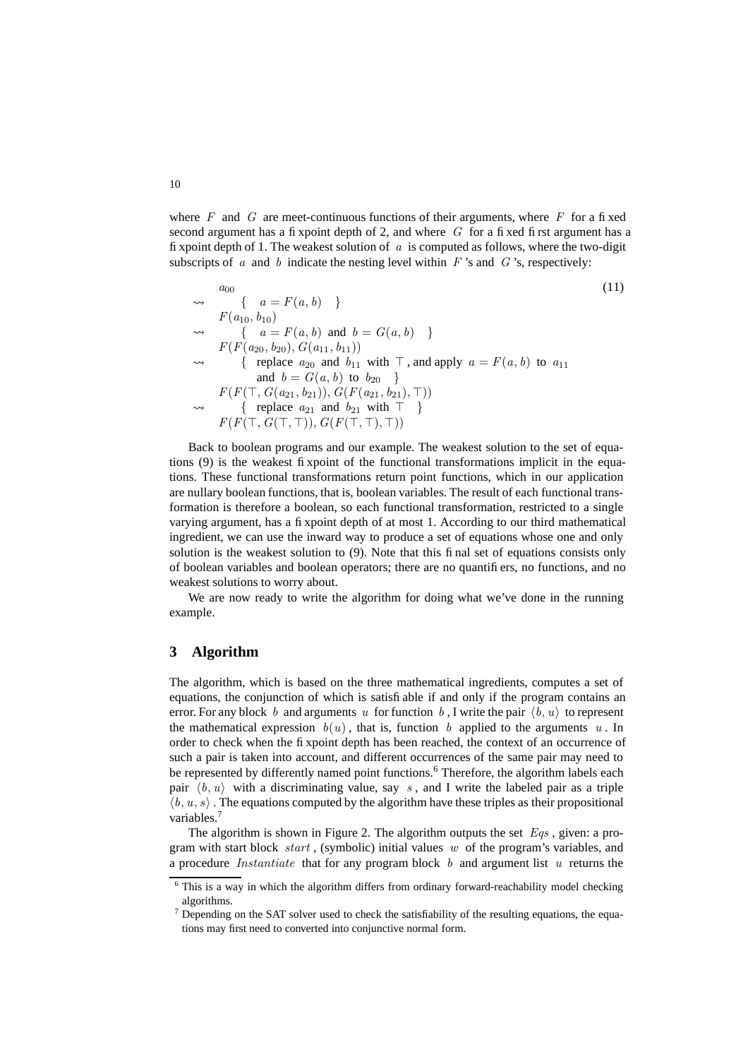where $F$ and $G$ are meet-continuous functions of their arguments, where $F$ for a fixed second argument has a fixpoint depth of 2, and where $G$ for a fixed first argument has a fixpoint depth of 1. The weakest solution of $a$ is computed as follows, where the two-digit subscripts of $a$ and $b$ indicate the nesting level within $F$'s and $G$'s, respectively:

$$
\begin{array}{ll}
 & a_{00} \\
\rightsquigarrow & \quad \{ \;\; a = F(a,b) \;\; \} \\
 & F(a_{10}, b_{10}) \\
\rightsquigarrow & \quad \{ \;\; a = F(a,b) \text{ and } b = G(a,b) \;\; \} \\
 & F(F(a_{20}, b_{20}), G(a_{11}, b_{11})) \\
\rightsquigarrow & \quad \{ \;\; \text{replace } a_{20} \text{ and } b_{11} \text{ with } \top \text{, and apply } a = F(a,b) \text{ to } a_{11} \\
 & \qquad \text{and } b = G(a,b) \text{ to } b_{20} \;\; \} \\
 & F(F(\top, G(a_{21}, b_{21})), G(F(a_{21}, b_{21}), \top)) \\
\rightsquigarrow & \quad \{ \;\; \text{replace } a_{21} \text{ and } b_{21} \text{ with } \top \;\; \} \\
 & F(F(\top, G(\top, \top)), G(F(\top, \top), \top))
\end{array}
\tag{11}
$$

Back to boolean programs and our example. The weakest solution to the set of equations (9) is the weakest fixpoint of the functional transformations implicit in the equations. These functional transformations return point functions, which in our application are nullary boolean functions, that is, boolean variables. The result of each functional transformation is therefore a boolean, so each functional transformation, restricted to a single varying argument, has a fixpoint depth of at most 1. According to our third mathematical ingredient, we can use the inward way to produce a set of equations whose one and only solution is the weakest solution to (9). Note that this final set of equations consists only of boolean variables and boolean operators; there are no quantifiers, no functions, and no weakest solutions to worry about.

We are now ready to write the algorithm for doing what we've done in the running example.

## 3 Algorithm

The algorithm, which is based on the three mathematical ingredients, computes a set of equations, the conjunction of which is satisfiable if and only if the program contains an error. For any block $b$ and arguments $u$ for function $b$, I write the pair $\langle b, u \rangle$ to represent the mathematical expression $b(u)$, that is, function $b$ applied to the arguments $u$. In order to check when the fixpoint depth has been reached, the context of an occurrence of such a pair is taken into account, and different occurrences of the same pair may need to be represented by differently named point functions.[6] Therefore, the algorithm labels each pair $\langle b, u \rangle$ with a discriminating value, say $s$, and I write the labeled pair as a triple $\langle b, u, s \rangle$. The equations computed by the algorithm have these triples as their propositional variables.[7]

The algorithm is shown in Figure 2. The algorithm outputs the set $Eqs$, given: a program with start block $start$, (symbolic) initial values $w$ of the program's variables, and a procedure $Instantiate$ that for any program block $b$ and argument list $u$ returns the

[6] This is a way in which the algorithm differs from ordinary forward-reachability model checking algorithms.

[7] Depending on the SAT solver used to check the satisfiability of the resulting equations, the equations may first need to converted into conjunctive normal form.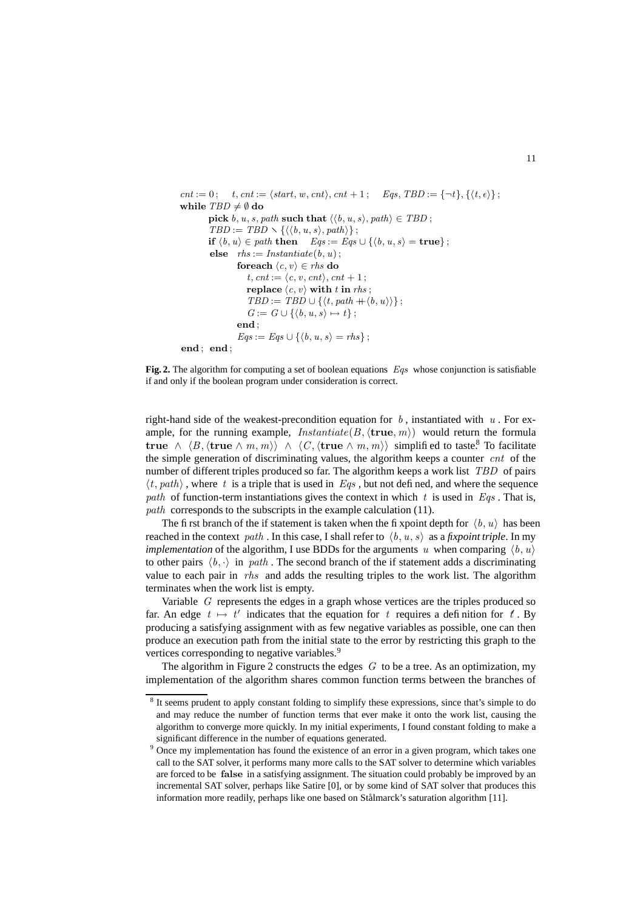$$
\begin{array}{l}
cnt := 0\,; \quad t,\, cnt := \langle start,\, w,\, cnt \rangle,\, cnt + 1\,; \quad Eqs,\, TBD := \{\neg t\},\, \{\langle t, \epsilon \rangle\}\,; \\
\textbf{while } TBD \neq \emptyset \textbf{ do} \\
\quad \textbf{pick } b,\, u,\, s,\, path \textbf{ such that } \langle \langle b, u, s \rangle, path \rangle \in TBD\,; \\
\quad TBD := TBD \setminus \{\langle \langle b, u, s \rangle, path \rangle\}\,; \\
\quad \textbf{if } \langle b, u \rangle \in path \textbf{ then} \quad Eqs := Eqs \cup \{\langle b, u, s \rangle = \textbf{true}\}\,; \\
\quad \textbf{else} \quad rhs := Instantiate(b, u)\,; \\
\quad\quad \textbf{foreach } \langle c, v \rangle \in rhs \textbf{ do} \\
\quad\quad\quad t,\, cnt := \langle c,\, v,\, cnt \rangle,\, cnt + 1\,; \\
\quad\quad\quad \textbf{replace } \langle c, v \rangle \textbf{ with } t \textbf{ in } rhs\,; \\
\quad\quad\quad TBD := TBD \cup \{\langle t,\, path +\!\!+ \langle b, u \rangle \rangle\}\,; \\
\quad\quad\quad G := G \cup \{\langle b, u, s \rangle \mapsto t\}\,; \\
\quad\quad \textbf{end}\,; \\
\quad\quad Eqs := Eqs \cup \{\langle b, u, s \rangle = rhs\}\,; \\
\textbf{end}\,;\ \textbf{end}\,;
\end{array}
$$

**Fig. 2.** The algorithm for computing a set of boolean equations $Eqs$ whose conjunction is satisfiable if and only if the boolean program under consideration is correct.

right-hand side of the weakest-precondition equation for $b$, instantiated with $u$. For example, for the running example, $Instantiate(B, \langle \mathbf{true}, m \rangle)$ would return the formula $\mathbf{true} \wedge \langle B, \langle \mathbf{true} \wedge m, m \rangle \rangle \wedge \langle C, \langle \mathbf{true} \wedge m, m \rangle \rangle$ simplified to taste.[8] To facilitate the simple generation of discriminating values, the algorithm keeps a counter $cnt$ of the number of different triples produced so far. The algorithm keeps a work list $TBD$ of pairs $\langle t, path \rangle$, where $t$ is a triple that is used in $Eqs$, but not defined, and where the sequence $path$ of function-term instantiations gives the context in which $t$ is used in $Eqs$. That is, $path$ corresponds to the subscripts in the example calculation (11).

The first branch of the if statement is taken when the fixpoint depth for $\langle b, u \rangle$ has been reached in the context $path$. In this case, I shall refer to $\langle b, u, s \rangle$ as a *fixpoint triple*. In my *implementation* of the algorithm, I use BDDs for the arguments $u$ when comparing $\langle b, u \rangle$ to other pairs $\langle b, \cdot \rangle$ in $path$. The second branch of the if statement adds a discriminating value to each pair in $rhs$ and adds the resulting triples to the work list. The algorithm terminates when the work list is empty.

Variable $G$ represents the edges in a graph whose vertices are the triples produced so far. An edge $t \mapsto t'$ indicates that the equation for $t$ requires a definition for $t'$. By producing a satisfying assignment with as few negative variables as possible, one can then produce an execution path from the initial state to the error by restricting this graph to the vertices corresponding to negative variables.[9]

The algorithm in Figure 2 constructs the edges $G$ to be a tree. As an optimization, my implementation of the algorithm shares common function terms between the branches of

---

[8] It seems prudent to apply constant folding to simplify these expressions, since that's simple to do and may reduce the number of function terms that ever make it onto the work list, causing the algorithm to converge more quickly. In my initial experiments, I found constant folding to make a significant difference in the number of equations generated.

[9] Once my implementation has found the existence of an error in a given program, which takes one call to the SAT solver, it performs many more calls to the SAT solver to determine which variables are forced to be **false** in a satisfying assignment. The situation could probably be improved by an incremental SAT solver, perhaps like Satire [0], or by some kind of SAT solver that produces this information more readily, perhaps like one based on Stålmarck's saturation algorithm [11].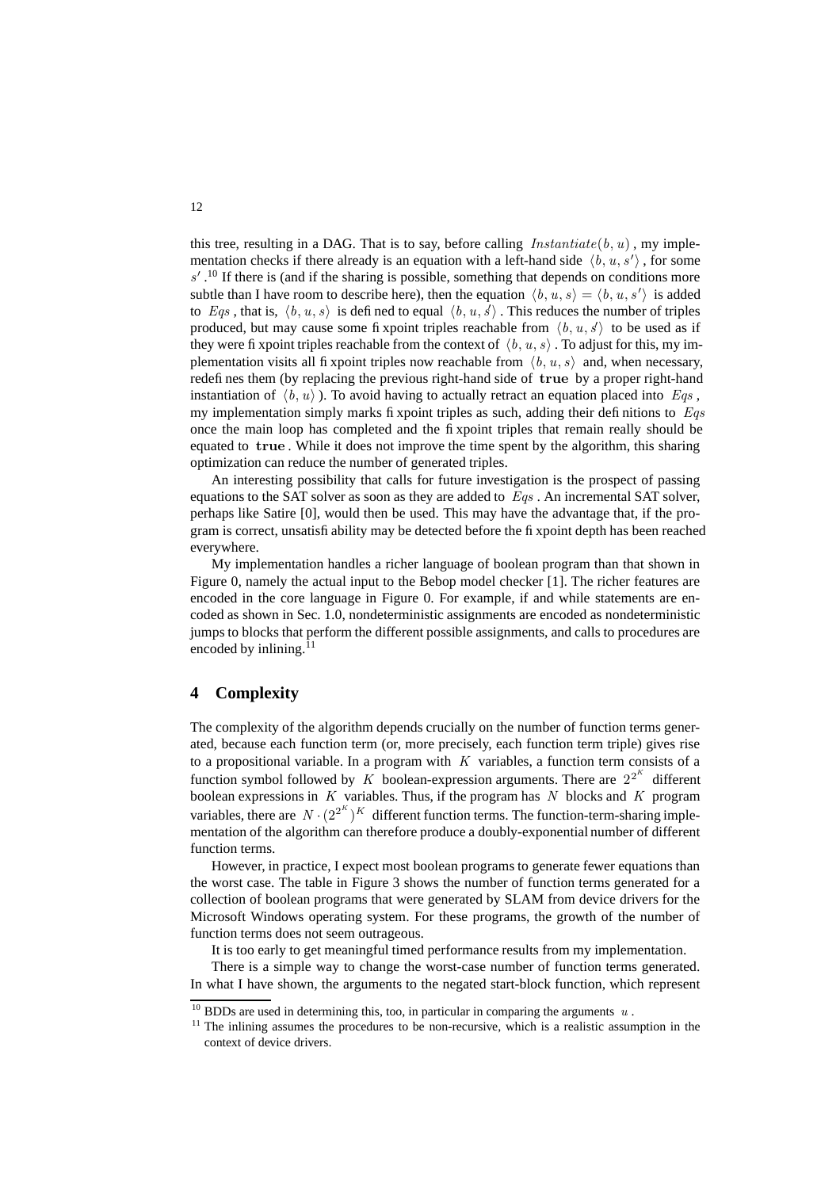this tree, resulting in a DAG. That is to say, before calling $Instantiate(b, u)$, my implementation checks if there already is an equation with a left-hand side $\langle b, u, s' \rangle$, for some $s'$.[10] If there is (and if the sharing is possible, something that depends on conditions more subtle than I have room to describe here), then the equation $\langle b, u, s \rangle = \langle b, u, s' \rangle$ is added to $Eqs$, that is, $\langle b, u, s \rangle$ is defined to equal $\langle b, u, s' \rangle$. This reduces the number of triples produced, but may cause some fixpoint triples reachable from $\langle b, u, s' \rangle$ to be used as if they were fixpoint triples reachable from the context of $\langle b, u, s \rangle$. To adjust for this, my implementation visits all fixpoint triples now reachable from $\langle b, u, s \rangle$ and, when necessary, redefines them (by replacing the previous right-hand side of **true** by a proper right-hand instantiation of $\langle b, u \rangle$). To avoid having to actually retract an equation placed into $Eqs$, my implementation simply marks fixpoint triples as such, adding their definitions to $Eqs$ once the main loop has completed and the fixpoint triples that remain really should be equated to **true**. While it does not improve the time spent by the algorithm, this sharing optimization can reduce the number of generated triples.

An interesting possibility that calls for future investigation is the prospect of passing equations to the SAT solver as soon as they are added to $Eqs$. An incremental SAT solver, perhaps like Satire [0], would then be used. This may have the advantage that, if the program is correct, unsatisfiability may be detected before the fixpoint depth has been reached everywhere.

My implementation handles a richer language of boolean program than that shown in Figure 0, namely the actual input to the Bebop model checker [1]. The richer features are encoded in the core language in Figure 0. For example, if and while statements are encoded as shown in Sec. 1.0, nondeterministic assignments are encoded as nondeterministic jumps to blocks that perform the different possible assignments, and calls to procedures are encoded by inlining.[11]

## 4 Complexity

The complexity of the algorithm depends crucially on the number of function terms generated, because each function term (or, more precisely, each function term triple) gives rise to a propositional variable. In a program with $K$ variables, a function term consists of a function symbol followed by $K$ boolean-expression arguments. There are $2^{2^K}$ different boolean expressions in $K$ variables. Thus, if the program has $N$ blocks and $K$ program variables, there are $N \cdot (2^{2^K})^K$ different function terms. The function-term-sharing implementation of the algorithm can therefore produce a doubly-exponential number of different function terms.

However, in practice, I expect most boolean programs to generate fewer equations than the worst case. The table in Figure 3 shows the number of function terms generated for a collection of boolean programs that were generated by SLAM from device drivers for the Microsoft Windows operating system. For these programs, the growth of the number of function terms does not seem outrageous.

It is too early to get meaningful timed performance results from my implementation.

There is a simple way to change the worst-case number of function terms generated. In what I have shown, the arguments to the negated start-block function, which represent

[10] BDDs are used in determining this, too, in particular in comparing the arguments $u$.

[11] The inlining assumes the procedures to be non-recursive, which is a realistic assumption in the context of device drivers.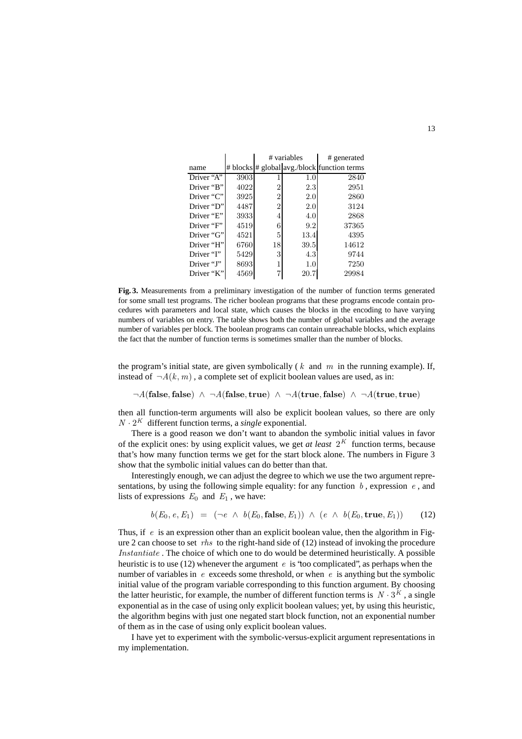| | | # variables | | # generated |
|---|---|---|---|---|
| name | # blocks | # global | avg./block | function terms |
| Driver "A" | 3903 | 1 | 1.0 | 2840 |
| Driver "B" | 4022 | 2 | 2.3 | 2951 |
| Driver "C" | 3925 | 2 | 2.0 | 2860 |
| Driver "D" | 4487 | 2 | 2.0 | 3124 |
| Driver "E" | 3933 | 4 | 4.0 | 2868 |
| Driver "F" | 4519 | 6 | 9.2 | 37365 |
| Driver "G" | 4521 | 5 | 13.4 | 4395 |
| Driver "H" | 6760 | 18 | 39.5 | 14612 |
| Driver "I" | 5429 | 3 | 4.3 | 9744 |
| Driver "J" | 8693 | 1 | 1.0 | 7250 |
| Driver "K" | 4569 | 7 | 20.7 | 29984 |

**Fig. 3.** Measurements from a preliminary investigation of the number of function terms generated for some small test programs. The richer boolean programs that these programs encode contain procedures with parameters and local state, which causes the blocks in the encoding to have varying numbers of variables on entry. The table shows both the number of global variables and the average number of variables per block. The boolean programs can contain unreachable blocks, which explains the fact that the number of function terms is sometimes smaller than the number of blocks.

the program's initial state, are given symbolically ( $k$ and $m$ in the running example). If, instead of $\neg A(k, m)$ , a complete set of explicit boolean values are used, as in:

$$\neg A(\mathbf{false}, \mathbf{false}) \ \wedge \ \neg A(\mathbf{false}, \mathbf{true}) \ \wedge \ \neg A(\mathbf{true}, \mathbf{false}) \ \wedge \ \neg A(\mathbf{true}, \mathbf{true})$$

then all function-term arguments will also be explicit boolean values, so there are only $N \cdot 2^K$ different function terms, a *single* exponential.

There is a good reason we don't want to abandon the symbolic initial values in favor of the explicit ones: by using explicit values, we get *at least* $2^K$ function terms, because that's how many function terms we get for the start block alone. The numbers in Figure 3 show that the symbolic initial values can do better than that.

Interestingly enough, we can adjust the degree to which we use the two argument representations, by using the following simple equality: for any function $b$ , expression $e$ , and lists of expressions $E_0$ and $E_1$ , we have:

$$b(E_0, e, E_1) \ = \ (\neg e \ \wedge \ b(E_0, \mathbf{false}, E_1)) \ \wedge \ (e \ \wedge \ b(E_0, \mathbf{true}, E_1)) \qquad (12)$$

Thus, if $e$ is an expression other than an explicit boolean value, then the algorithm in Figure 2 can choose to set $rhs$ to the right-hand side of (12) instead of invoking the procedure $Instantiate$ . The choice of which one to do would be determined heuristically. A possible heuristic is to use (12) whenever the argument $e$ is "too complicated", as perhaps when the number of variables in $e$ exceeds some threshold, or when $e$ is anything but the symbolic initial value of the program variable corresponding to this function argument. By choosing the latter heuristic, for example, the number of different function terms is $N \cdot 3^K$ , a single exponential as in the case of using only explicit boolean values; yet, by using this heuristic, the algorithm begins with just one negated start block function, not an exponential number of them as in the case of using only explicit boolean values.

I have yet to experiment with the symbolic-versus-explicit argument representations in my implementation.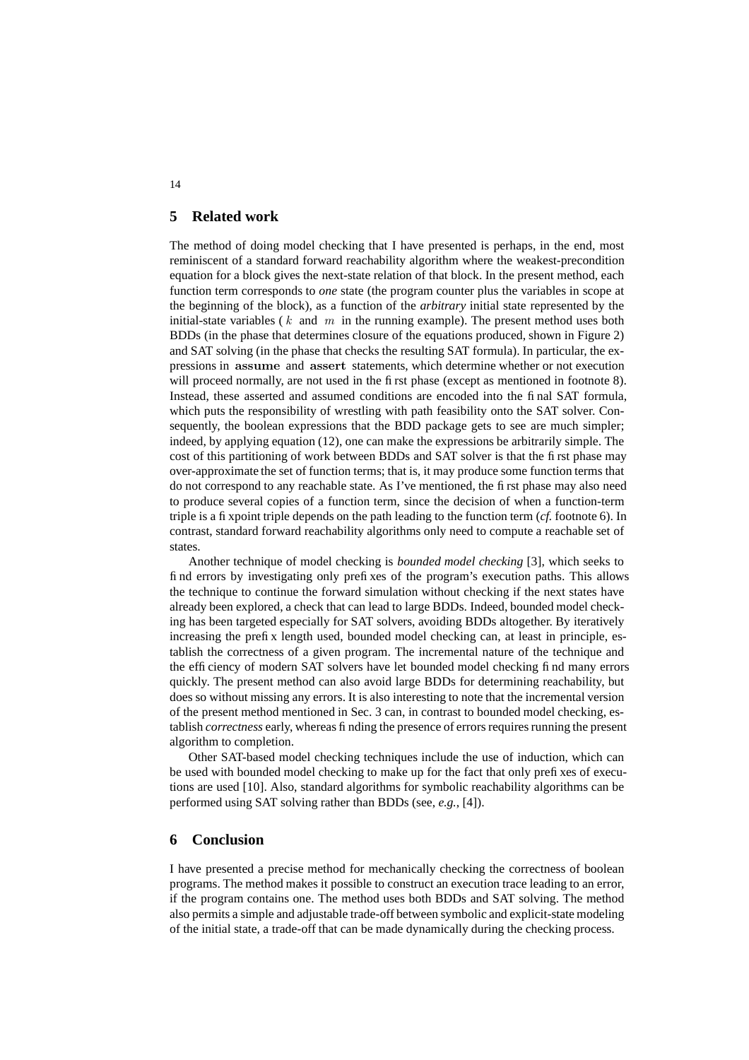## 5 Related work

The method of doing model checking that I have presented is perhaps, in the end, most reminiscent of a standard forward reachability algorithm where the weakest-precondition equation for a block gives the next-state relation of that block. In the present method, each function term corresponds to *one* state (the program counter plus the variables in scope at the beginning of the block), as a function of the *arbitrary* initial state represented by the initial-state variables ( $k$ and $m$ in the running example). The present method uses both BDDs (in the phase that determines closure of the equations produced, shown in Figure 2) and SAT solving (in the phase that checks the resulting SAT formula). In particular, the expressions in **assume** and **assert** statements, which determine whether or not execution will proceed normally, are not used in the first phase (except as mentioned in footnote 8). Instead, these asserted and assumed conditions are encoded into the final SAT formula, which puts the responsibility of wrestling with path feasibility onto the SAT solver. Consequently, the boolean expressions that the BDD package gets to see are much simpler; indeed, by applying equation (12), one can make the expressions be arbitrarily simple. The cost of this partitioning of work between BDDs and SAT solver is that the first phase may over-approximate the set of function terms; that is, it may produce some function terms that do not correspond to any reachable state. As I've mentioned, the first phase may also need to produce several copies of a function term, since the decision of when a function-term triple is a fixpoint triple depends on the path leading to the function term (*cf.* footnote 6). In contrast, standard forward reachability algorithms only need to compute a reachable set of states.

Another technique of model checking is *bounded model checking* [3], which seeks to find errors by investigating only prefixes of the program's execution paths. This allows the technique to continue the forward simulation without checking if the next states have already been explored, a check that can lead to large BDDs. Indeed, bounded model checking has been targeted especially for SAT solvers, avoiding BDDs altogether. By iteratively increasing the prefix length used, bounded model checking can, at least in principle, establish the correctness of a given program. The incremental nature of the technique and the efficiency of modern SAT solvers have let bounded model checking find many errors quickly. The present method can also avoid large BDDs for determining reachability, but does so without missing any errors. It is also interesting to note that the incremental version of the present method mentioned in Sec. 3 can, in contrast to bounded model checking, establish *correctness* early, whereas finding the presence of errors requires running the present algorithm to completion.

Other SAT-based model checking techniques include the use of induction, which can be used with bounded model checking to make up for the fact that only prefixes of executions are used [10]. Also, standard algorithms for symbolic reachability algorithms can be performed using SAT solving rather than BDDs (see, *e.g.*, [4]).

## 6 Conclusion

I have presented a precise method for mechanically checking the correctness of boolean programs. The method makes it possible to construct an execution trace leading to an error, if the program contains one. The method uses both BDDs and SAT solving. The method also permits a simple and adjustable trade-off between symbolic and explicit-state modeling of the initial state, a trade-off that can be made dynamically during the checking process.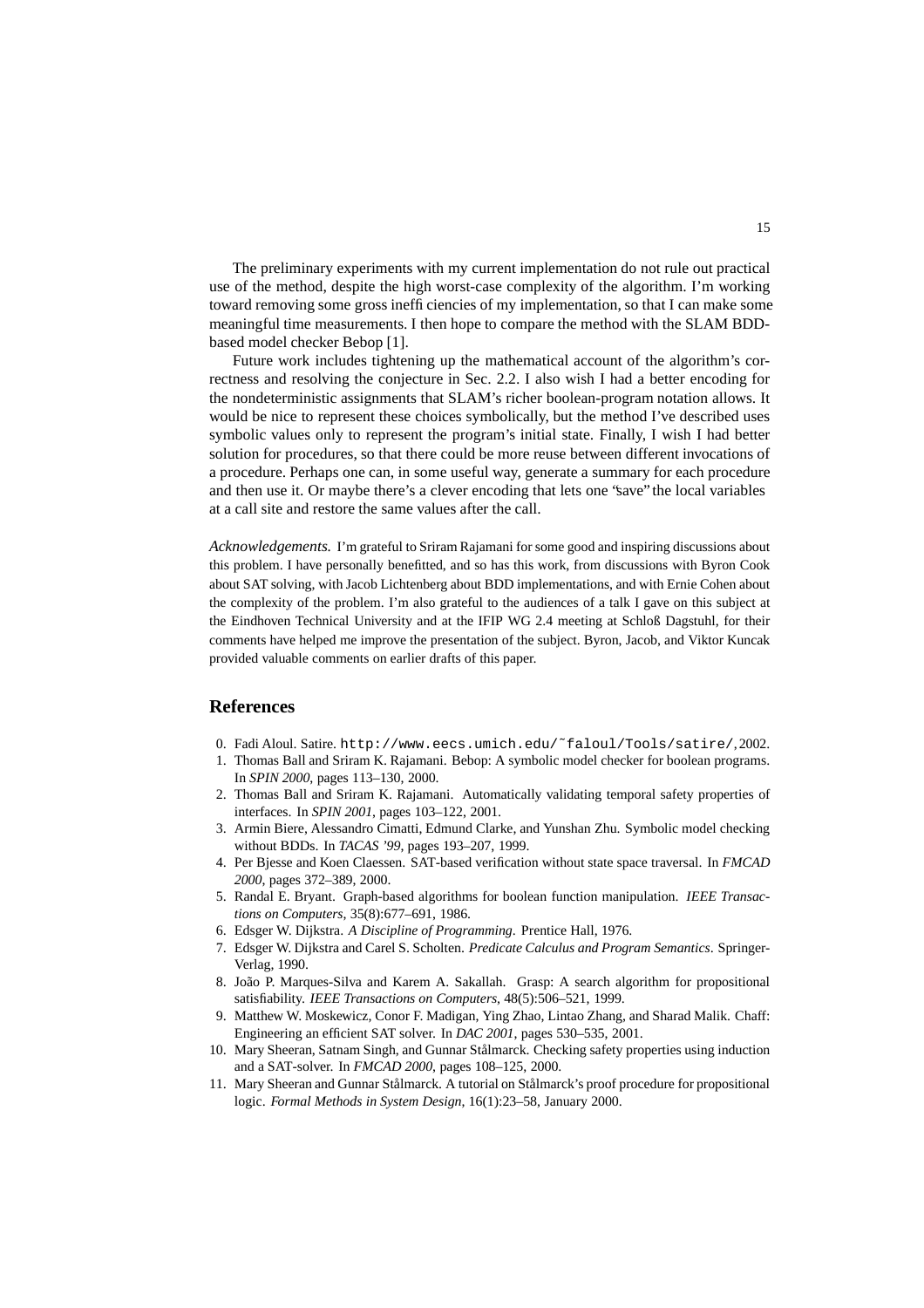The preliminary experiments with my current implementation do not rule out practical use of the method, despite the high worst-case complexity of the algorithm. I'm working toward removing some gross inefficiencies of my implementation, so that I can make some meaningful time measurements. I then hope to compare the method with the SLAM BDD-based model checker Bebop [1].

Future work includes tightening up the mathematical account of the algorithm's correctness and resolving the conjecture in Sec. 2.2. I also wish I had a better encoding for the nondeterministic assignments that SLAM's richer boolean-program notation allows. It would be nice to represent these choices symbolically, but the method I've described uses symbolic values only to represent the program's initial state. Finally, I wish I had better solution for procedures, so that there could be more reuse between different invocations of a procedure. Perhaps one can, in some useful way, generate a summary for each procedure and then use it. Or maybe there's a clever encoding that lets one "save" the local variables at a call site and restore the same values after the call.

*Acknowledgements.* I'm grateful to Sriram Rajamani for some good and inspiring discussions about this problem. I have personally benefitted, and so has this work, from discussions with Byron Cook about SAT solving, with Jacob Lichtenberg about BDD implementations, and with Ernie Cohen about the complexity of the problem. I'm also grateful to the audiences of a talk I gave on this subject at the Eindhoven Technical University and at the IFIP WG 2.4 meeting at Schloß Dagstuhl, for their comments have helped me improve the presentation of the subject. Byron, Jacob, and Viktor Kuncak provided valuable comments on earlier drafts of this paper.

## References

0. Fadi Aloul. Satire. `http://www.eecs.umich.edu/~faloul/Tools/satire/`, 2002.
1. Thomas Ball and Sriram K. Rajamani. Bebop: A symbolic model checker for boolean programs. In *SPIN 2000*, pages 113–130, 2000.
2. Thomas Ball and Sriram K. Rajamani. Automatically validating temporal safety properties of interfaces. In *SPIN 2001*, pages 103–122, 2001.
3. Armin Biere, Alessandro Cimatti, Edmund Clarke, and Yunshan Zhu. Symbolic model checking without BDDs. In *TACAS '99*, pages 193–207, 1999.
4. Per Bjesse and Koen Claessen. SAT-based verification without state space traversal. In *FMCAD 2000*, pages 372–389, 2000.
5. Randal E. Bryant. Graph-based algorithms for boolean function manipulation. *IEEE Transactions on Computers*, 35(8):677–691, 1986.
6. Edsger W. Dijkstra. *A Discipline of Programming*. Prentice Hall, 1976.
7. Edsger W. Dijkstra and Carel S. Scholten. *Predicate Calculus and Program Semantics*. Springer-Verlag, 1990.
8. João P. Marques-Silva and Karem A. Sakallah. Grasp: A search algorithm for propositional satisfiability. *IEEE Transactions on Computers*, 48(5):506–521, 1999.
9. Matthew W. Moskewicz, Conor F. Madigan, Ying Zhao, Lintao Zhang, and Sharad Malik. Chaff: Engineering an efficient SAT solver. In *DAC 2001*, pages 530–535, 2001.
10. Mary Sheeran, Satnam Singh, and Gunnar Stålmarck. Checking safety properties using induction and a SAT-solver. In *FMCAD 2000*, pages 108–125, 2000.
11. Mary Sheeran and Gunnar Stålmarck. A tutorial on Stålmarck's proof procedure for propositional logic. *Formal Methods in System Design*, 16(1):23–58, January 2000.